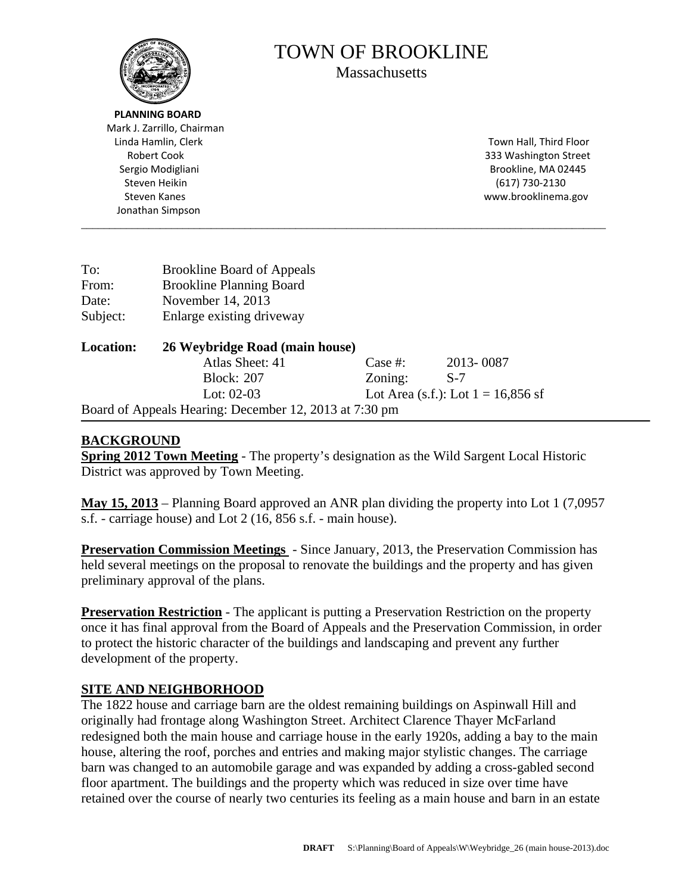# TOWN OF BROOKLINE

Massachusetts

**PLANNING BOARD**
Mark J. Zarrillo, Chairman
Linda Hamlin, Clerk
Robert Cook
Sergio Modigliani
Steven Heikin
Steven Kanes
Jonathan Simpson

Town Hall, Third Floor
333 Washington Street
Brookline, MA 02445
(617) 730-2130
www.brooklinema.gov

---

| | |
|---|---|
| To: | Brookline Board of Appeals |
| From: | Brookline Planning Board |
| Date: | November 14, 2013 |
| Subject: | Enlarge existing driveway |

| **Location:** | **26 Weybridge Road (main house)** | | |
|---|---|---|---|
| | Atlas Sheet: 41 | Case #: | 2013- 0087 |
| | Block: 207 | Zoning: | S-7 |
| | Lot: 02-03 | Lot Area (s.f.): Lot 1 = 16,856 sf | |

Board of Appeals Hearing: December 12, 2013 at 7:30 pm

## BACKGROUND

**Spring 2012 Town Meeting** - The property's designation as the Wild Sargent Local Historic District was approved by Town Meeting.

**May 15, 2013** – Planning Board approved an ANR plan dividing the property into Lot 1 (7,0957 s.f. - carriage house) and Lot 2 (16, 856 s.f. - main house).

**Preservation Commission Meetings** - Since January, 2013, the Preservation Commission has held several meetings on the proposal to renovate the buildings and the property and has given preliminary approval of the plans.

**Preservation Restriction** - The applicant is putting a Preservation Restriction on the property once it has final approval from the Board of Appeals and the Preservation Commission, in order to protect the historic character of the buildings and landscaping and prevent any further development of the property.

## SITE AND NEIGHBORHOOD

The 1822 house and carriage barn are the oldest remaining buildings on Aspinwall Hill and originally had frontage along Washington Street. Architect Clarence Thayer McFarland redesigned both the main house and carriage house in the early 1920s, adding a bay to the main house, altering the roof, porches and entries and making major stylistic changes. The carriage barn was changed to an automobile garage and was expanded by adding a cross-gabled second floor apartment. The buildings and the property which was reduced in size over time have retained over the course of nearly two centuries its feeling as a main house and barn in an estate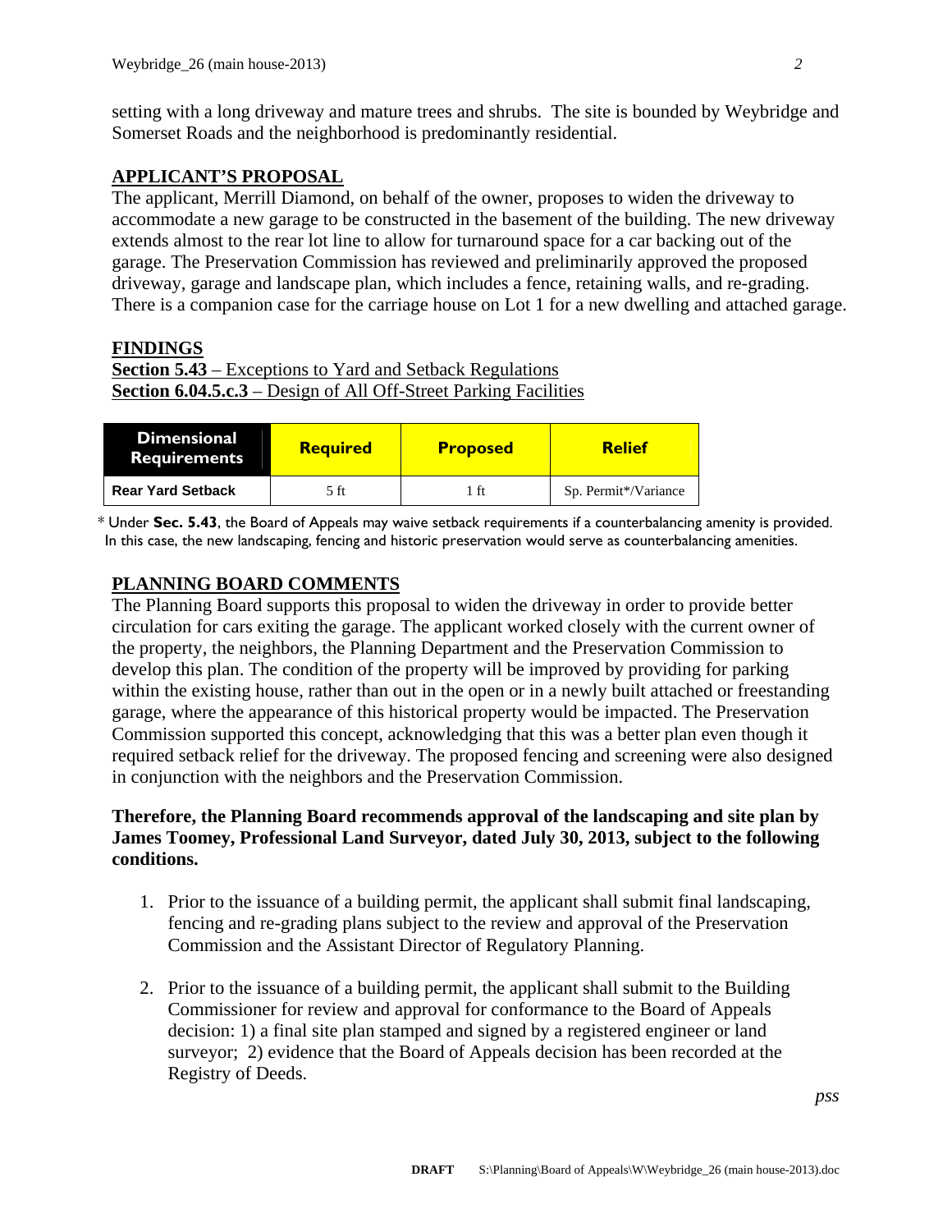setting with a long driveway and mature trees and shrubs. The site is bounded by Weybridge and Somerset Roads and the neighborhood is predominantly residential.

## APPLICANT'S PROPOSAL

The applicant, Merrill Diamond, on behalf of the owner, proposes to widen the driveway to accommodate a new garage to be constructed in the basement of the building. The new driveway extends almost to the rear lot line to allow for turnaround space for a car backing out of the garage. The Preservation Commission has reviewed and preliminarily approved the proposed driveway, garage and landscape plan, which includes a fence, retaining walls, and re-grading. There is a companion case for the carriage house on Lot 1 for a new dwelling and attached garage.

## FINDINGS

**Section 5.43** – Exceptions to Yard and Setback Regulations
**Section 6.04.5.c.3** – Design of All Off-Street Parking Facilities

| Dimensional Requirements | Required | Proposed | Relief |
|---|---|---|---|
| Rear Yard Setback | 5 ft | 1 ft | Sp. Permit*/Variance |

\* Under **Sec. 5.43**, the Board of Appeals may waive setback requirements if a counterbalancing amenity is provided. In this case, the new landscaping, fencing and historic preservation would serve as counterbalancing amenities.

## PLANNING BOARD COMMENTS

The Planning Board supports this proposal to widen the driveway in order to provide better circulation for cars exiting the garage. The applicant worked closely with the current owner of the property, the neighbors, the Planning Department and the Preservation Commission to develop this plan. The condition of the property will be improved by providing for parking within the existing house, rather than out in the open or in a newly built attached or freestanding garage, where the appearance of this historical property would be impacted. The Preservation Commission supported this concept, acknowledging that this was a better plan even though it required setback relief for the driveway. The proposed fencing and screening were also designed in conjunction with the neighbors and the Preservation Commission.

**Therefore, the Planning Board recommends approval of the landscaping and site plan by James Toomey, Professional Land Surveyor, dated July 30, 2013, subject to the following conditions.**

1. Prior to the issuance of a building permit, the applicant shall submit final landscaping, fencing and re-grading plans subject to the review and approval of the Preservation Commission and the Assistant Director of Regulatory Planning.

2. Prior to the issuance of a building permit, the applicant shall submit to the Building Commissioner for review and approval for conformance to the Board of Appeals decision: 1) a final site plan stamped and signed by a registered engineer or land surveyor; 2) evidence that the Board of Appeals decision has been recorded at the Registry of Deeds.

*pss*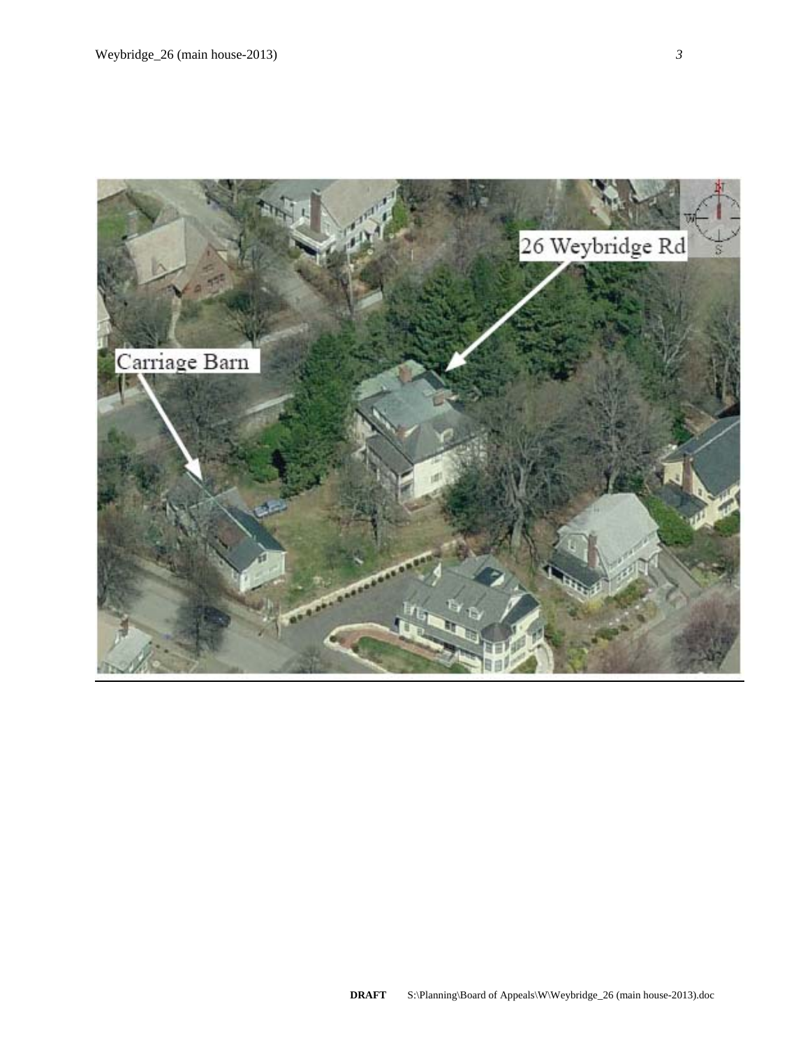Carriage Barn

26 Weybridge Rd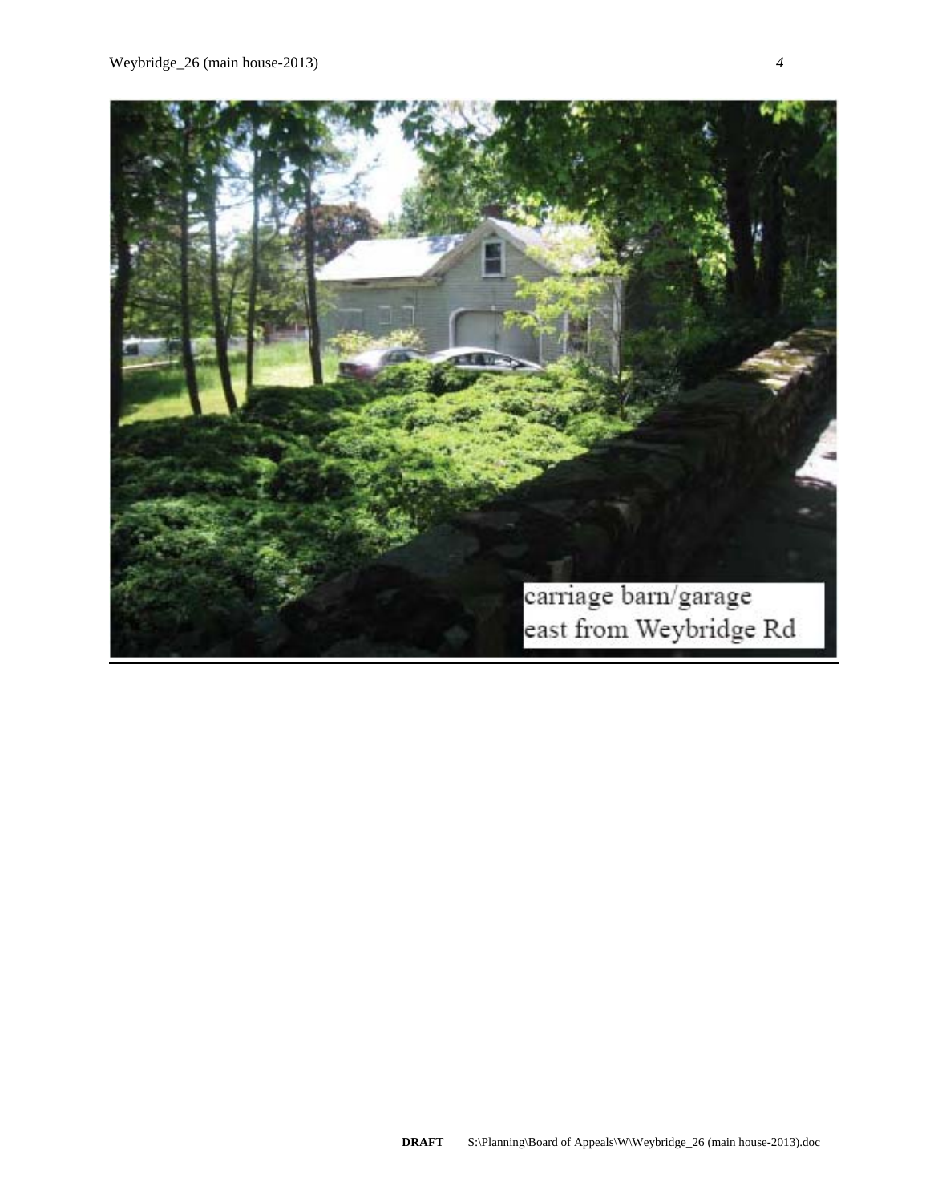carriage barn/garage
east from Weybridge Rd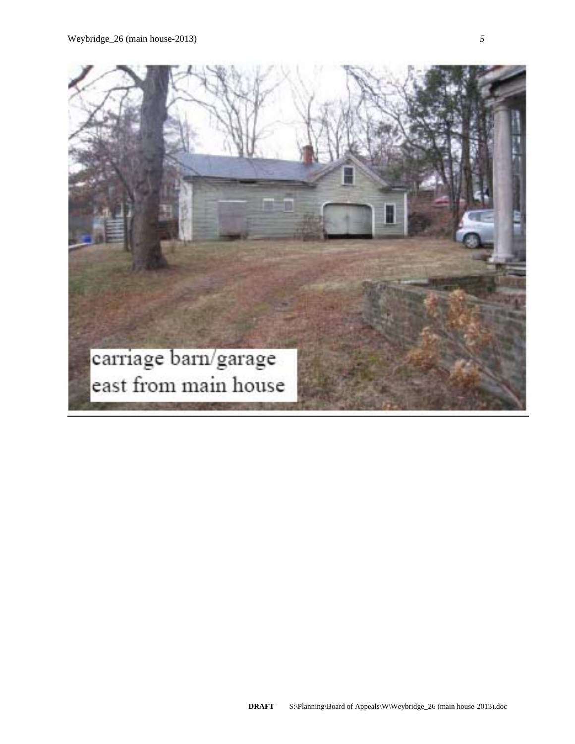carriage barn/garage
east from main house